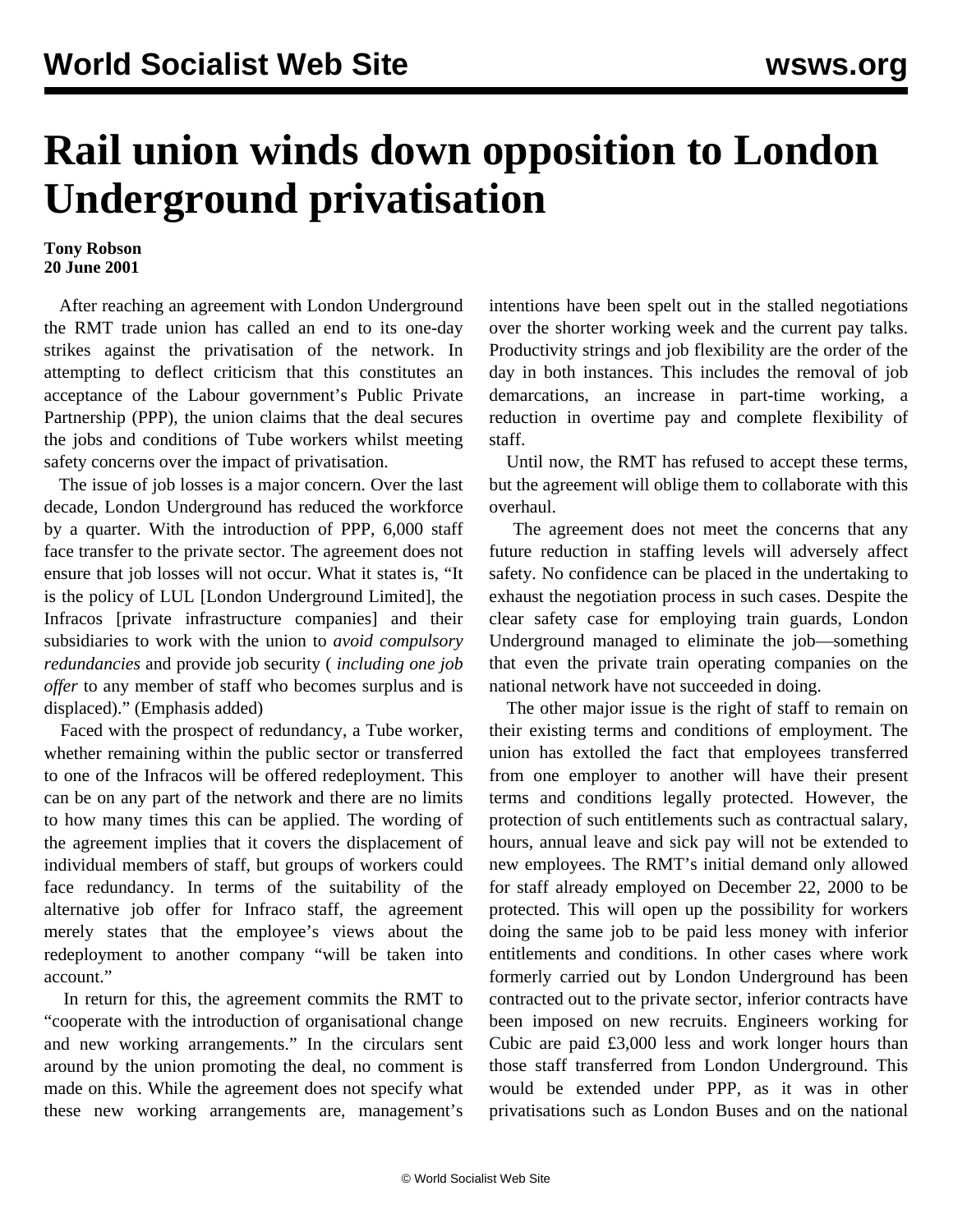# Rail union winds down opposition to London Underground privatisation

**Tony Robson**
**20 June 2001**

After reaching an agreement with London Underground the RMT trade union has called an end to its one-day strikes against the privatisation of the network. In attempting to deflect criticism that this constitutes an acceptance of the Labour government's Public Private Partnership (PPP), the union claims that the deal secures the jobs and conditions of Tube workers whilst meeting safety concerns over the impact of privatisation.

The issue of job losses is a major concern. Over the last decade, London Underground has reduced the workforce by a quarter. With the introduction of PPP, 6,000 staff face transfer to the private sector. The agreement does not ensure that job losses will not occur. What it states is, "It is the policy of LUL [London Underground Limited], the Infracos [private infrastructure companies] and their subsidiaries to work with the union to *avoid compulsory redundancies* and provide job security ( *including one job offer* to any member of staff who becomes surplus and is displaced)." (Emphasis added)

Faced with the prospect of redundancy, a Tube worker, whether remaining within the public sector or transferred to one of the Infracos will be offered redeployment. This can be on any part of the network and there are no limits to how many times this can be applied. The wording of the agreement implies that it covers the displacement of individual members of staff, but groups of workers could face redundancy. In terms of the suitability of the alternative job offer for Infraco staff, the agreement merely states that the employee's views about the redeployment to another company "will be taken into account."

In return for this, the agreement commits the RMT to "cooperate with the introduction of organisational change and new working arrangements." In the circulars sent around by the union promoting the deal, no comment is made on this. While the agreement does not specify what these new working arrangements are, management's intentions have been spelt out in the stalled negotiations over the shorter working week and the current pay talks. Productivity strings and job flexibility are the order of the day in both instances. This includes the removal of job demarcations, an increase in part-time working, a reduction in overtime pay and complete flexibility of staff.

Until now, the RMT has refused to accept these terms, but the agreement will oblige them to collaborate with this overhaul.

The agreement does not meet the concerns that any future reduction in staffing levels will adversely affect safety. No confidence can be placed in the undertaking to exhaust the negotiation process in such cases. Despite the clear safety case for employing train guards, London Underground managed to eliminate the job—something that even the private train operating companies on the national network have not succeeded in doing.

The other major issue is the right of staff to remain on their existing terms and conditions of employment. The union has extolled the fact that employees transferred from one employer to another will have their present terms and conditions legally protected. However, the protection of such entitlements such as contractual salary, hours, annual leave and sick pay will not be extended to new employees. The RMT's initial demand only allowed for staff already employed on December 22, 2000 to be protected. This will open up the possibility for workers doing the same job to be paid less money with inferior entitlements and conditions. In other cases where work formerly carried out by London Underground has been contracted out to the private sector, inferior contracts have been imposed on new recruits. Engineers working for Cubic are paid £3,000 less and work longer hours than those staff transferred from London Underground. This would be extended under PPP, as it was in other privatisations such as London Buses and on the national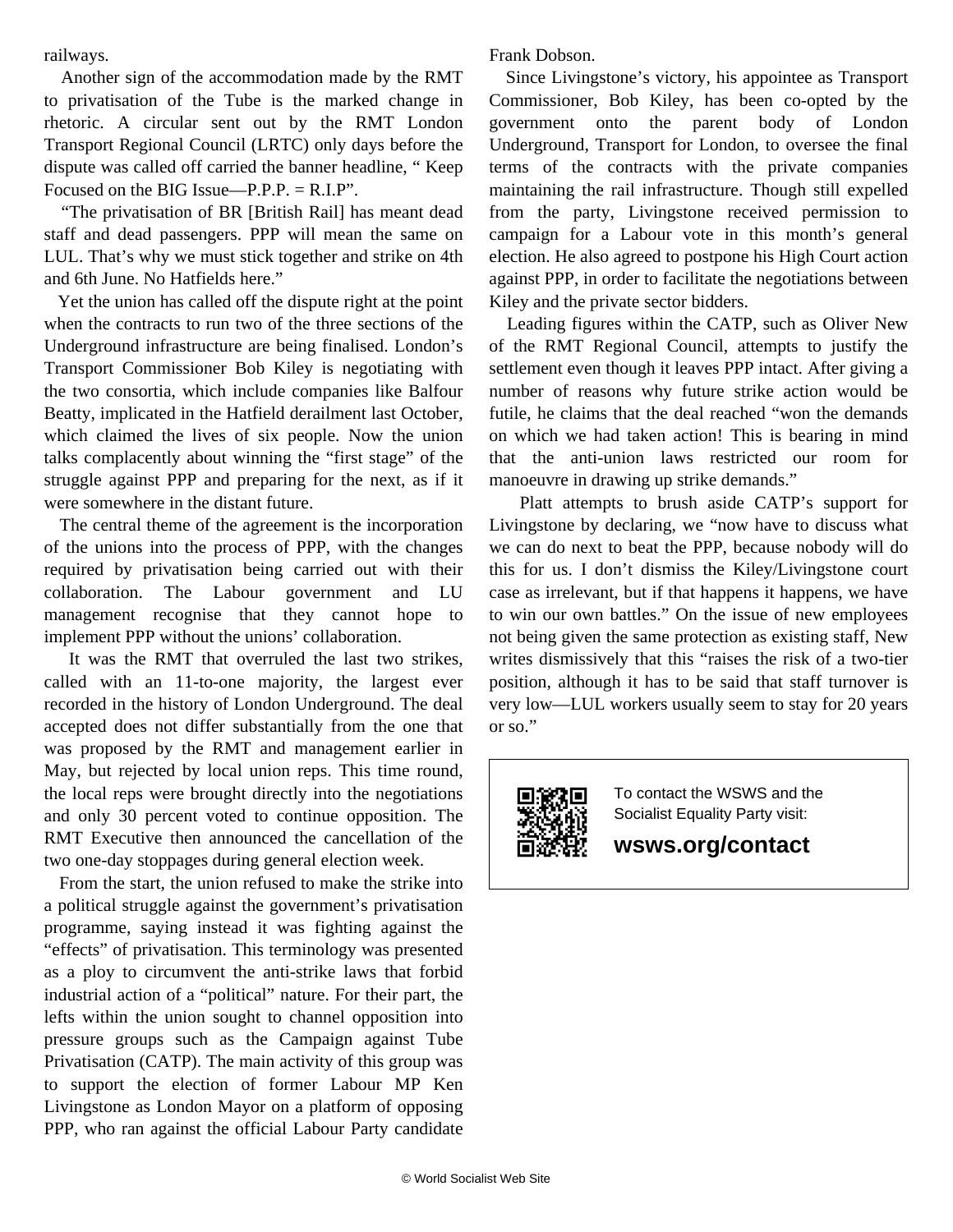railways.

Another sign of the accommodation made by the RMT to privatisation of the Tube is the marked change in rhetoric. A circular sent out by the RMT London Transport Regional Council (LRTC) only days before the dispute was called off carried the banner headline, " Keep Focused on the BIG Issue—P.P.P. = R.I.P".

"The privatisation of BR [British Rail] has meant dead staff and dead passengers. PPP will mean the same on LUL. That's why we must stick together and strike on 4th and 6th June. No Hatfields here."

Yet the union has called off the dispute right at the point when the contracts to run two of the three sections of the Underground infrastructure are being finalised. London's Transport Commissioner Bob Kiley is negotiating with the two consortia, which include companies like Balfour Beatty, implicated in the Hatfield derailment last October, which claimed the lives of six people. Now the union talks complacently about winning the "first stage" of the struggle against PPP and preparing for the next, as if it were somewhere in the distant future.

The central theme of the agreement is the incorporation of the unions into the process of PPP, with the changes required by privatisation being carried out with their collaboration. The Labour government and LU management recognise that they cannot hope to implement PPP without the unions' collaboration.

It was the RMT that overruled the last two strikes, called with an 11-to-one majority, the largest ever recorded in the history of London Underground. The deal accepted does not differ substantially from the one that was proposed by the RMT and management earlier in May, but rejected by local union reps. This time round, the local reps were brought directly into the negotiations and only 30 percent voted to continue opposition. The RMT Executive then announced the cancellation of the two one-day stoppages during general election week.

From the start, the union refused to make the strike into a political struggle against the government's privatisation programme, saying instead it was fighting against the "effects" of privatisation. This terminology was presented as a ploy to circumvent the anti-strike laws that forbid industrial action of a "political" nature. For their part, the lefts within the union sought to channel opposition into pressure groups such as the Campaign against Tube Privatisation (CATP). The main activity of this group was to support the election of former Labour MP Ken Livingstone as London Mayor on a platform of opposing PPP, who ran against the official Labour Party candidate Frank Dobson.

Since Livingstone's victory, his appointee as Transport Commissioner, Bob Kiley, has been co-opted by the government onto the parent body of London Underground, Transport for London, to oversee the final terms of the contracts with the private companies maintaining the rail infrastructure. Though still expelled from the party, Livingstone received permission to campaign for a Labour vote in this month's general election. He also agreed to postpone his High Court action against PPP, in order to facilitate the negotiations between Kiley and the private sector bidders.

Leading figures within the CATP, such as Oliver New of the RMT Regional Council, attempts to justify the settlement even though it leaves PPP intact. After giving a number of reasons why future strike action would be futile, he claims that the deal reached "won the demands on which we had taken action! This is bearing in mind that the anti-union laws restricted our room for manoeuvre in drawing up strike demands."

Platt attempts to brush aside CATP's support for Livingstone by declaring, we "now have to discuss what we can do next to beat the PPP, because nobody will do this for us. I don't dismiss the Kiley/Livingstone court case as irrelevant, but if that happens it happens, we have to win our own battles." On the issue of new employees not being given the same protection as existing staff, New writes dismissively that this "raises the risk of a two-tier position, although it has to be said that staff turnover is very low—LUL workers usually seem to stay for 20 years or so."

To contact the WSWS and the Socialist Equality Party visit:

**wsws.org/contact**